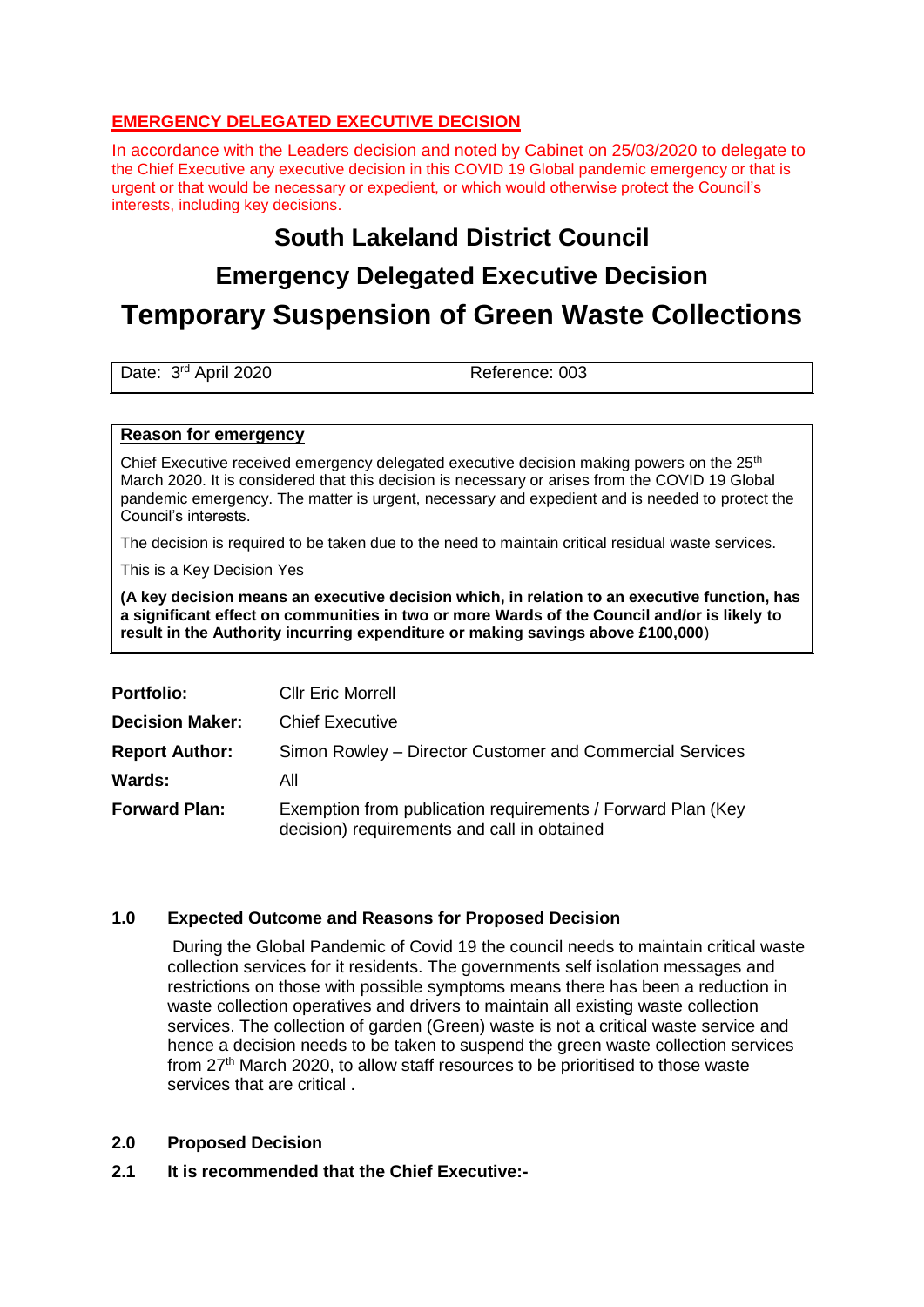**EMERGENCY DELEGATED EXECUTIVE DECISION**

In accordance with the Leaders decision and noted by Cabinet on 25/03/2020 to delegate to the Chief Executive any executive decision in this COVID 19 Global pandemic emergency or that is urgent or that would be necessary or expedient, or which would otherwise protect the Council's interests, including key decisions.

# South Lakeland District Council

## Emergency Delegated Executive Decision

# Temporary Suspension of Green Waste Collections

| Date: 3rd April 2020 | Reference: 003 |
|---|---|

**Reason for emergency**

Chief Executive received emergency delegated executive decision making powers on the 25th March 2020. It is considered that this decision is necessary or arises from the COVID 19 Global pandemic emergency. The matter is urgent, necessary and expedient and is needed to protect the Council's interests.

The decision is required to be taken due to the need to maintain critical residual waste services.

This is a Key Decision Yes

**(A key decision means an executive decision which, in relation to an executive function, has a significant effect on communities in two or more Wards of the Council and/or is likely to result in the Authority incurring expenditure or making savings above £100,000**)

| | |
|---|---|
| **Portfolio:** | Cllr Eric Morrell |
| **Decision Maker:** | Chief Executive |
| **Report Author:** | Simon Rowley – Director Customer and Commercial Services |
| **Wards:** | All |
| **Forward Plan:** | Exemption from publication requirements / Forward Plan (Key decision) requirements and call in obtained |

### 1.0 Expected Outcome and Reasons for Proposed Decision

During the Global Pandemic of Covid 19 the council needs to maintain critical waste collection services for it residents. The governments self isolation messages and restrictions on those with possible symptoms means there has been a reduction in waste collection operatives and drivers to maintain all existing waste collection services. The collection of garden (Green) waste is not a critical waste service and hence a decision needs to be taken to suspend the green waste collection services from 27th March 2020, to allow staff resources to be prioritised to those waste services that are critical .

### 2.0 Proposed Decision

**2.1 It is recommended that the Chief Executive:-**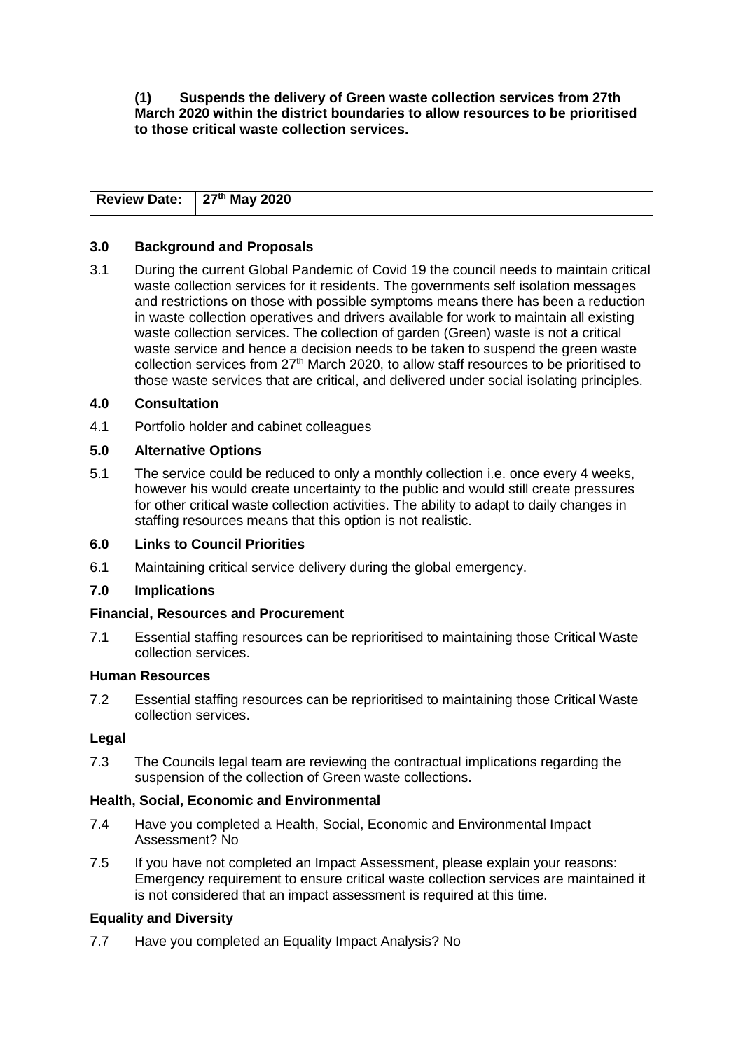**(1) Suspends the delivery of Green waste collection services from 27th March 2020 within the district boundaries to allow resources to be prioritised to those critical waste collection services.**

| **Review Date:** | **27th May 2020** |
|---|---|

## 3.0 Background and Proposals

3.1 During the current Global Pandemic of Covid 19 the council needs to maintain critical waste collection services for it residents. The governments self isolation messages and restrictions on those with possible symptoms means there has been a reduction in waste collection operatives and drivers available for work to maintain all existing waste collection services. The collection of garden (Green) waste is not a critical waste service and hence a decision needs to be taken to suspend the green waste collection services from 27th March 2020, to allow staff resources to be prioritised to those waste services that are critical, and delivered under social isolating principles.

## 4.0 Consultation

4.1 Portfolio holder and cabinet colleagues

## 5.0 Alternative Options

5.1 The service could be reduced to only a monthly collection i.e. once every 4 weeks, however his would create uncertainty to the public and would still create pressures for other critical waste collection activities. The ability to adapt to daily changes in staffing resources means that this option is not realistic.

## 6.0 Links to Council Priorities

6.1 Maintaining critical service delivery during the global emergency.

## 7.0 Implications

### Financial, Resources and Procurement

7.1 Essential staffing resources can be reprioritised to maintaining those Critical Waste collection services.

### Human Resources

7.2 Essential staffing resources can be reprioritised to maintaining those Critical Waste collection services.

### Legal

7.3 The Councils legal team are reviewing the contractual implications regarding the suspension of the collection of Green waste collections.

### Health, Social, Economic and Environmental

7.4 Have you completed a Health, Social, Economic and Environmental Impact Assessment? No

7.5 If you have not completed an Impact Assessment, please explain your reasons: Emergency requirement to ensure critical waste collection services are maintained it is not considered that an impact assessment is required at this time.

### Equality and Diversity

7.7 Have you completed an Equality Impact Analysis? No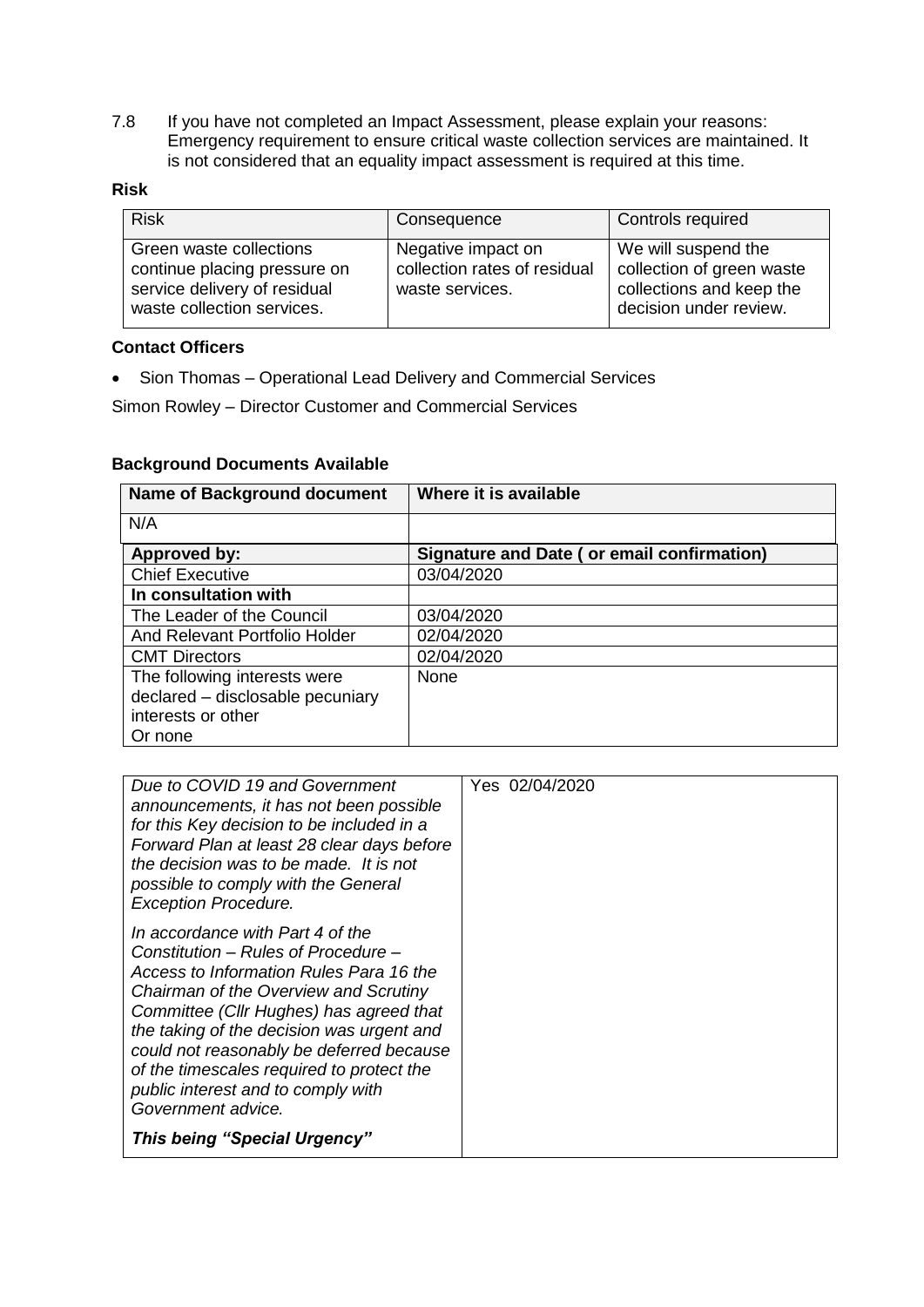7.8 If you have not completed an Impact Assessment, please explain your reasons: Emergency requirement to ensure critical waste collection services are maintained. It is not considered that an equality impact assessment is required at this time.

**Risk**

| Risk | Consequence | Controls required |
| --- | --- | --- |
| Green waste collections continue placing pressure on service delivery of residual waste collection services. | Negative impact on collection rates of residual waste services. | We will suspend the collection of green waste collections and keep the decision under review. |

**Contact Officers**

- Sion Thomas – Operational Lead Delivery and Commercial Services

Simon Rowley – Director Customer and Commercial Services

**Background Documents Available**

| Name of Background document | Where it is available |
| --- | --- |
| N/A | |

| **Approved by:** | **Signature and Date ( or email confirmation)** |
| --- | --- |
| Chief Executive | 03/04/2020 |
| **In consultation with** | |
| The Leader of the Council | 03/04/2020 |
| And Relevant Portfolio Holder | 02/04/2020 |
| CMT Directors | 02/04/2020 |
| The following interests were declared – disclosable pecuniary interests or other Or none | None |

| | |
| --- | --- |
| *Due to COVID 19 and Government announcements, it has not been possible for this Key decision to be included in a Forward Plan at least 28 clear days before the decision was to be made. It is not possible to comply with the General Exception Procedure.*<br><br>*In accordance with Part 4 of the Constitution – Rules of Procedure – Access to Information Rules Para 16 the Chairman of the Overview and Scrutiny Committee (Cllr Hughes) has agreed that the taking of the decision was urgent and could not reasonably be deferred because of the timescales required to protect the public interest and to comply with Government advice.*<br><br>***This being "Special Urgency"*** | Yes 02/04/2020 |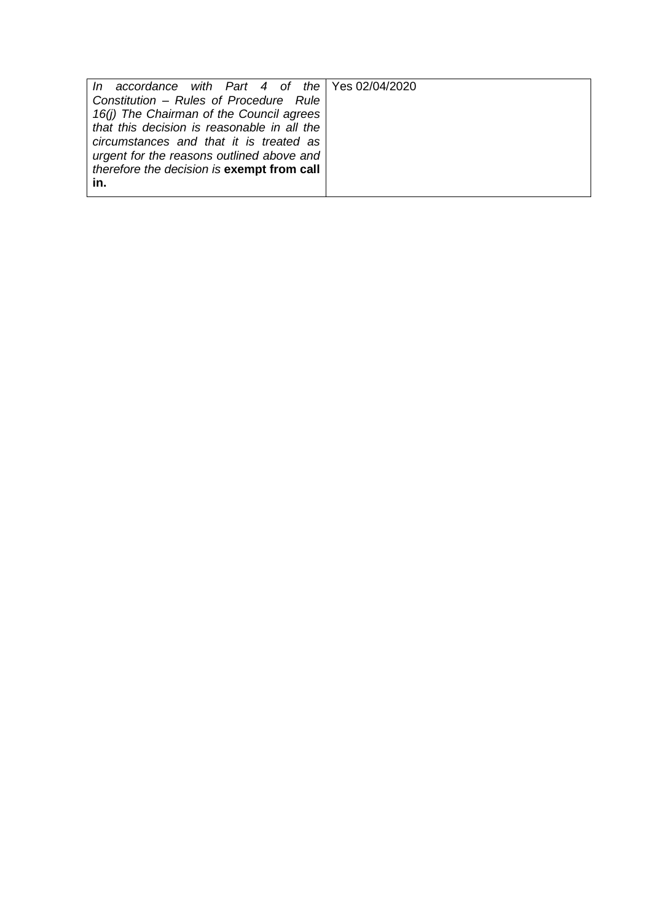| | |
|---|---|
| *In accordance with Part 4 of the Constitution – Rules of Procedure Rule 16(j) The Chairman of the Council agrees that this decision is reasonable in all the circumstances and that it is treated as urgent for the reasons outlined above and therefore the decision is* **exempt from call in.** | Yes 02/04/2020 |